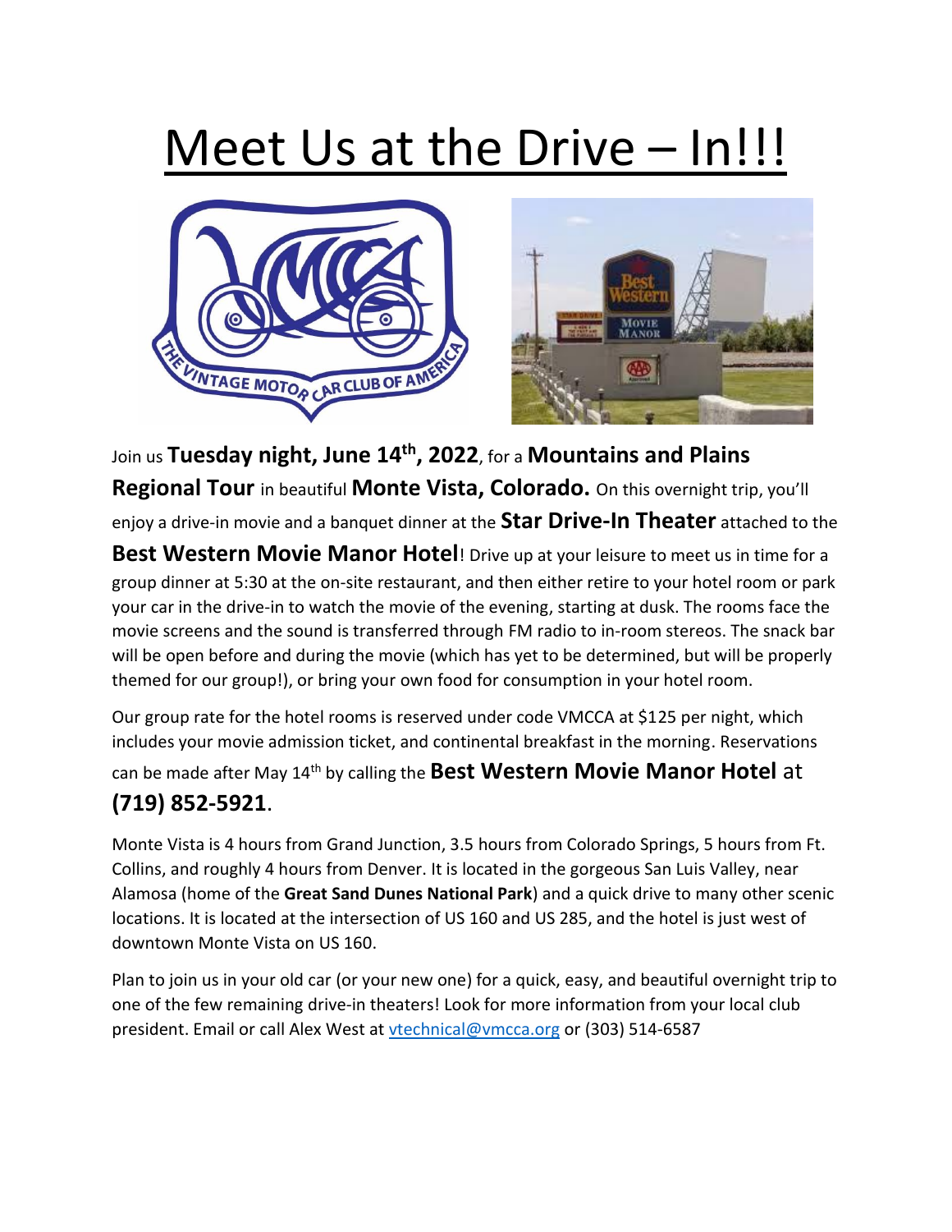# Meet Us at the Drive – In!!!

Join us **Tuesday night, June 14th, 2022**, for a **Mountains and Plains Regional Tour** in beautiful **Monte Vista, Colorado.** On this overnight trip, you'll enjoy a drive-in movie and a banquet dinner at the **Star Drive-In Theater** attached to the **Best Western Movie Manor Hotel**! Drive up at your leisure to meet us in time for a group dinner at 5:30 at the on-site restaurant, and then either retire to your hotel room or park your car in the drive-in to watch the movie of the evening, starting at dusk. The rooms face the movie screens and the sound is transferred through FM radio to in-room stereos. The snack bar will be open before and during the movie (which has yet to be determined, but will be properly themed for our group!), or bring your own food for consumption in your hotel room.

Our group rate for the hotel rooms is reserved under code VMCCA at $125 per night, which includes your movie admission ticket, and continental breakfast in the morning. Reservations can be made after May 14th by calling the **Best Western Movie Manor Hotel** at **(719) 852-5921**.

Monte Vista is 4 hours from Grand Junction, 3.5 hours from Colorado Springs, 5 hours from Ft. Collins, and roughly 4 hours from Denver. It is located in the gorgeous San Luis Valley, near Alamosa (home of the **Great Sand Dunes National Park**) and a quick drive to many other scenic locations. It is located at the intersection of US 160 and US 285, and the hotel is just west of downtown Monte Vista on US 160.

Plan to join us in your old car (or your new one) for a quick, easy, and beautiful overnight trip to one of the few remaining drive-in theaters! Look for more information from your local club president. Email or call Alex West at vtechnical@vmcca.org or (303) 514-6587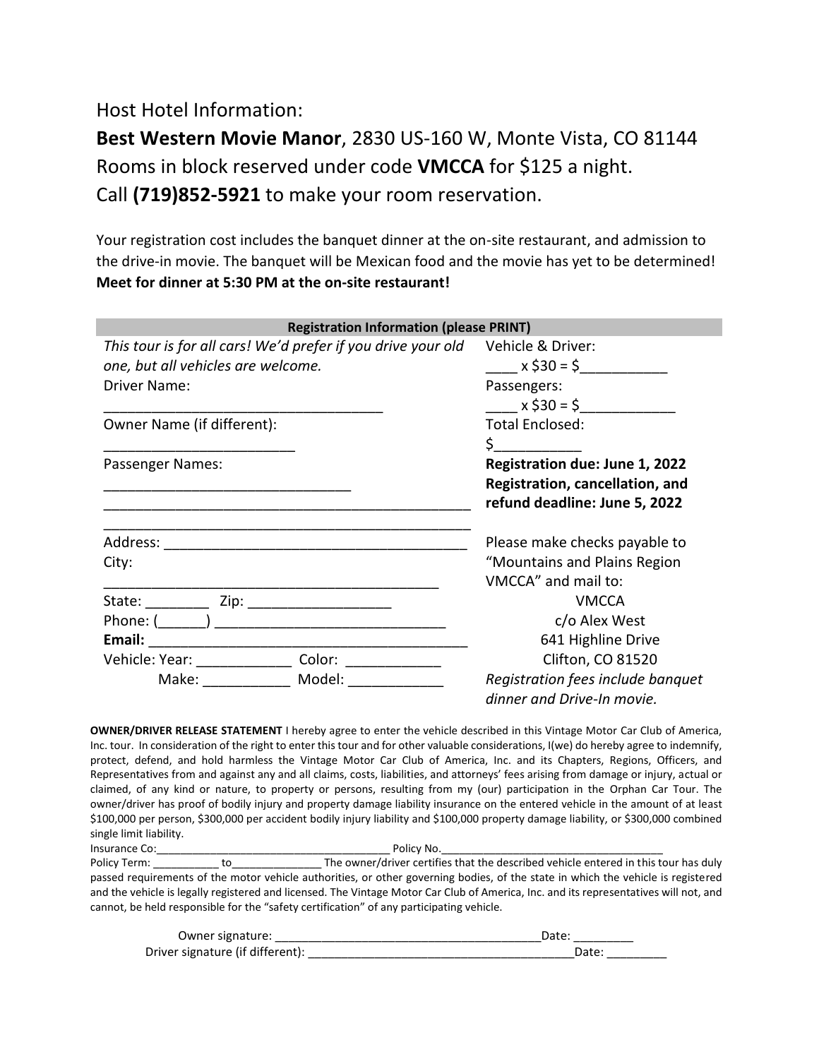Host Hotel Information:

**Best Western Movie Manor**, 2830 US-160 W, Monte Vista, CO 81144
Rooms in block reserved under code **VMCCA** for $125 a night.
Call **(719)852-5921** to make your room reservation.

Your registration cost includes the banquet dinner at the on-site restaurant, and admission to the drive-in movie. The banquet will be Mexican food and the movie has yet to be determined! **Meet for dinner at 5:30 PM at the on-site restaurant!**

**Registration Information (please PRINT)**

| | |
|---|---|
| *This tour is for all cars! We'd prefer if you drive your old one, but all vehicles are welcome.* | Vehicle & Driver: ____ x $30 = $___________ |
| Driver Name: ___________________________________ | Passengers: ____ x $30 = $____________ |
| Owner Name (if different): ________________________ | Total Enclosed: $___________ |
| Passenger Names: _______________________________ ________________________________________________ ________________________________________________ | **Registration due: June 1, 2022** **Registration, cancellation, and refund deadline: June 5, 2022** |
| Address: ______________________________________ | Please make checks payable to "Mountains and Plains Region VMCCA" and mail to: |
| City: ___________________________________________ | VMCCA |
| State: ________ Zip: __________________ | c/o Alex West |
| Phone: (______) _____________________________ | 641 Highline Drive |
| **Email:** ________________________________________ | Clifton, CO 81520 |
| Vehicle: Year: ____________ Color: ____________ Make: ___________ Model: ____________ | *Registration fees include banquet dinner and Drive-In movie.* |

**OWNER/DRIVER RELEASE STATEMENT** I hereby agree to enter the vehicle described in this Vintage Motor Car Club of America, Inc. tour. In consideration of the right to enter this tour and for other valuable considerations, I(we) do hereby agree to indemnify, protect, defend, and hold harmless the Vintage Motor Car Club of America, Inc. and its Chapters, Regions, Officers, and Representatives from and against any and all claims, costs, liabilities, and attorneys' fees arising from damage or injury, actual or claimed, of any kind or nature, to property or persons, resulting from my (our) participation in the Orphan Car Tour. The owner/driver has proof of bodily injury and property damage liability insurance on the entered vehicle in the amount of at least $100,000 per person, $300,000 per accident bodily injury liability and $100,000 property damage liability, or $300,000 combined single limit liability.

Insurance Co:______________________________________ Policy No.____________________________________

Policy Term: ___________ to______________ The owner/driver certifies that the described vehicle entered in this tour has duly passed requirements of the motor vehicle authorities, or other governing bodies, of the state in which the vehicle is registered and the vehicle is legally registered and licensed. The Vintage Motor Car Club of America, Inc. and its representatives will not, and cannot, be held responsible for the "safety certification" of any participating vehicle.

Owner signature: ________________________________________Date: _________

Driver signature (if different): ________________________________________Date: _________